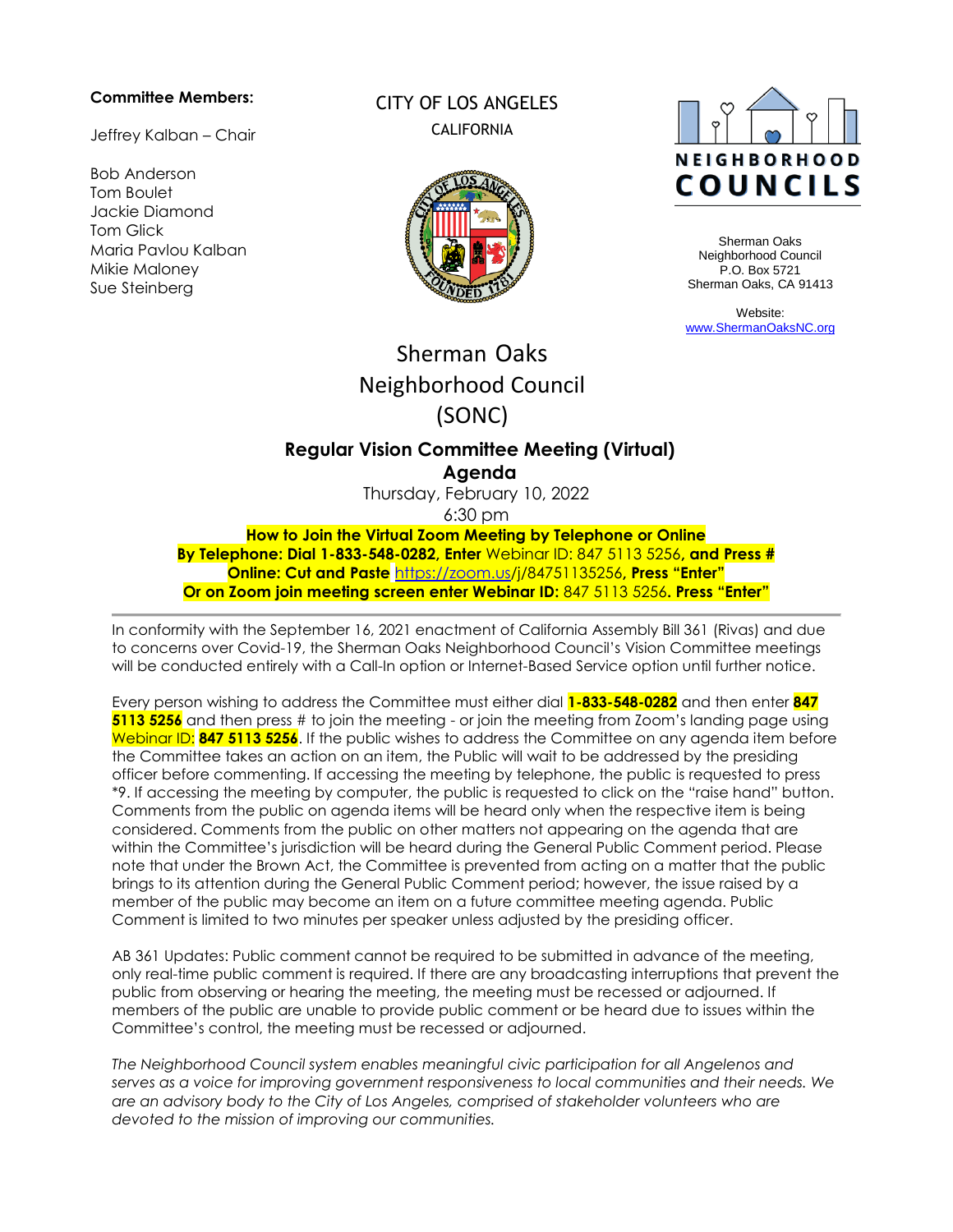**Committee Members:**

Jeffrey Kalban – Chair

Bob Anderson
Tom Boulet
Jackie Diamond
Tom Glick
Maria Pavlou Kalban
Mikie Maloney
Sue Steinberg

CITY OF LOS ANGELES
CALIFORNIA

NEIGHBORHOOD COUNCILS

Sherman Oaks
Neighborhood Council
P.O. Box 5721
Sherman Oaks, CA 91413

Website:
www.ShermanOaksNC.org

# Sherman Oaks Neighborhood Council (SONC)

## Regular Vision Committee Meeting (Virtual)
## Agenda

Thursday, February 10, 2022
6:30 pm

**How to Join the Virtual Zoom Meeting by Telephone or Online**
**By Telephone: Dial 1-833-548-0282, Enter** Webinar ID: 847 5113 5256**, and Press #**
**Online: Cut and Paste** https://zoom.us/j/84751135256**, Press "Enter"**
**Or on Zoom join meeting screen enter Webinar ID:** 847 5113 5256**. Press "Enter"**

---

In conformity with the September 16, 2021 enactment of California Assembly Bill 361 (Rivas) and due to concerns over Covid-19, the Sherman Oaks Neighborhood Council's Vision Committee meetings will be conducted entirely with a Call-In option or Internet-Based Service option until further notice.

Every person wishing to address the Committee must either dial **1-833-548-0282** and then enter **847 5113 5256** and then press # to join the meeting - or join the meeting from Zoom's landing page using Webinar ID: **847 5113 5256**. If the public wishes to address the Committee on any agenda item before the Committee takes an action on an item, the Public will wait to be addressed by the presiding officer before commenting. If accessing the meeting by telephone, the public is requested to press *9. If accessing the meeting by computer, the public is requested to click on the "raise hand" button. Comments from the public on agenda items will be heard only when the respective item is being considered. Comments from the public on other matters not appearing on the agenda that are within the Committee's jurisdiction will be heard during the General Public Comment period. Please note that under the Brown Act, the Committee is prevented from acting on a matter that the public brings to its attention during the General Public Comment period; however, the issue raised by a member of the public may become an item on a future committee meeting agenda. Public Comment is limited to two minutes per speaker unless adjusted by the presiding officer.

AB 361 Updates: Public comment cannot be required to be submitted in advance of the meeting, only real-time public comment is required. If there are any broadcasting interruptions that prevent the public from observing or hearing the meeting, the meeting must be recessed or adjourned. If members of the public are unable to provide public comment or be heard due to issues within the Committee's control, the meeting must be recessed or adjourned.

*The Neighborhood Council system enables meaningful civic participation for all Angelenos and serves as a voice for improving government responsiveness to local communities and their needs. We are an advisory body to the City of Los Angeles, comprised of stakeholder volunteers who are devoted to the mission of improving our communities.*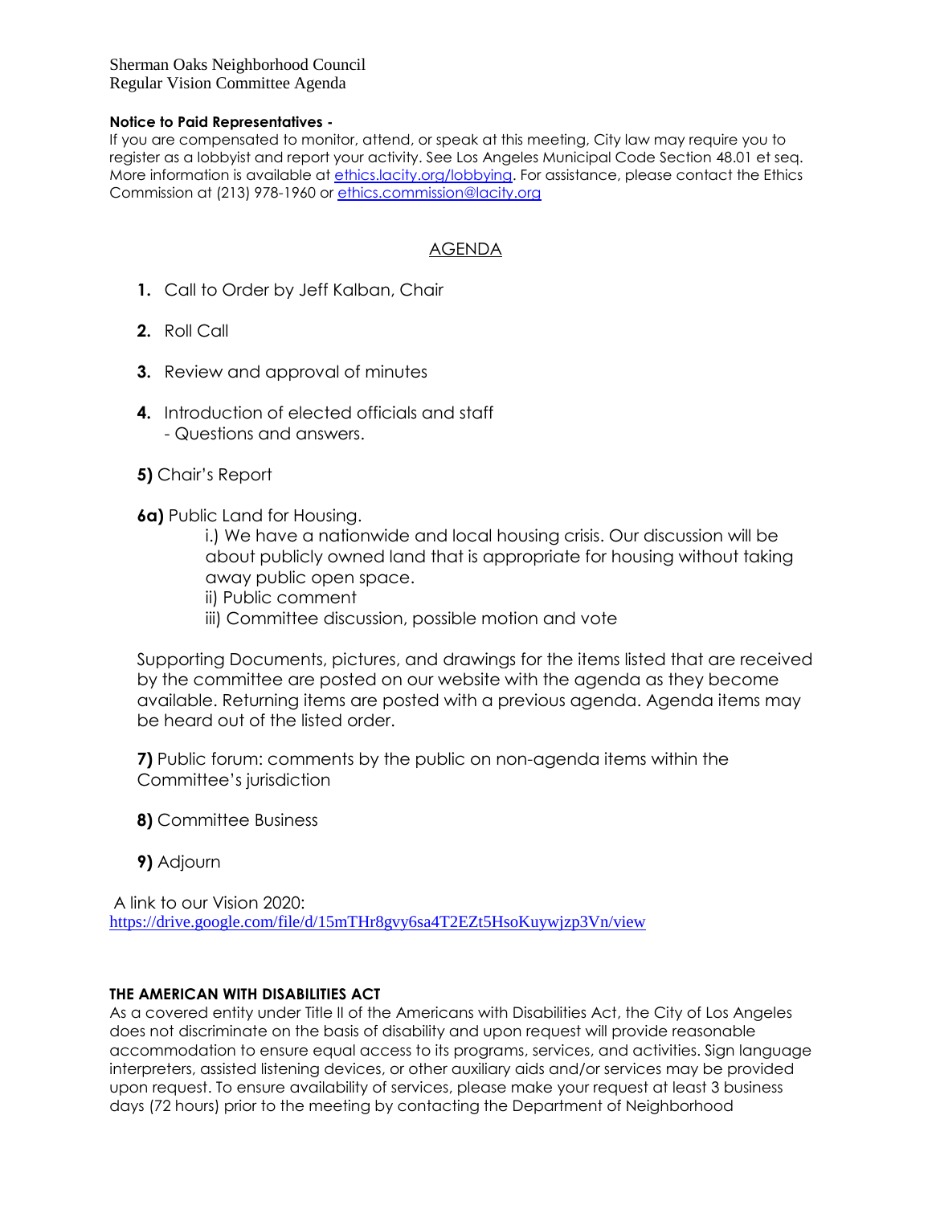Sherman Oaks Neighborhood Council
Regular Vision Committee Agenda

**Notice to Paid Representatives -**
If you are compensated to monitor, attend, or speak at this meeting, City law may require you to register as a lobbyist and report your activity. See Los Angeles Municipal Code Section 48.01 et seq. More information is available at [ethics.lacity.org/lobbying](ethics.lacity.org/lobbying). For assistance, please contact the Ethics Commission at (213) 978-1960 or [ethics.commission@lacity.org](mailto:ethics.commission@lacity.org)

## AGENDA

1. Call to Order by Jeff Kalban, Chair

2. Roll Call

3. Review and approval of minutes

4. Introduction of elected officials and staff
   - Questions and answers.

**5)** Chair's Report

**6a)** Public Land for Housing.

i.) We have a nationwide and local housing crisis. Our discussion will be about publicly owned land that is appropriate for housing without taking away public open space.
ii) Public comment
iii) Committee discussion, possible motion and vote

Supporting Documents, pictures, and drawings for the items listed that are received by the committee are posted on our website with the agenda as they become available. Returning items are posted with a previous agenda. Agenda items may be heard out of the listed order.

**7)** Public forum: comments by the public on non-agenda items within the Committee's jurisdiction

**8)** Committee Business

**9)** Adjourn

A link to our Vision 2020:
https://drive.google.com/file/d/15mTHr8gvy6sa4T2EZt5HsoKuywjzp3Vn/view

**THE AMERICAN WITH DISABILITIES ACT**
As a covered entity under Title II of the Americans with Disabilities Act, the City of Los Angeles does not discriminate on the basis of disability and upon request will provide reasonable accommodation to ensure equal access to its programs, services, and activities. Sign language interpreters, assisted listening devices, or other auxiliary aids and/or services may be provided upon request. To ensure availability of services, please make your request at least 3 business days (72 hours) prior to the meeting by contacting the Department of Neighborhood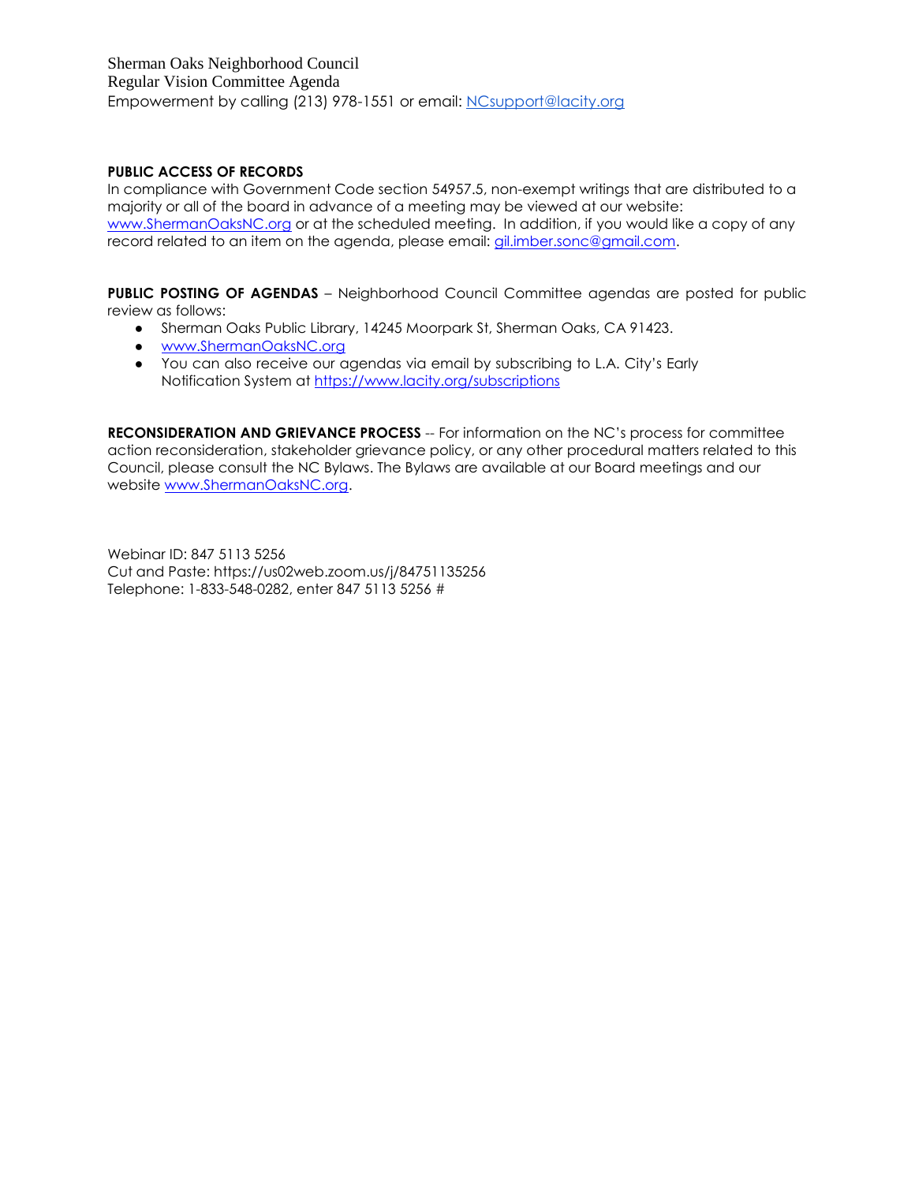Empowerment by calling (213) 978-1551 or email: NCsupport@lacity.org

**PUBLIC ACCESS OF RECORDS**
In compliance with Government Code section 54957.5, non-exempt writings that are distributed to a majority or all of the board in advance of a meeting may be viewed at our website: www.ShermanOaksNC.org or at the scheduled meeting. In addition, if you would like a copy of any record related to an item on the agenda, please email: gil.imber.sonc@gmail.com.

**PUBLIC POSTING OF AGENDAS** – Neighborhood Council Committee agendas are posted for public review as follows:

- Sherman Oaks Public Library, 14245 Moorpark St, Sherman Oaks, CA 91423.
- www.ShermanOaksNC.org
- You can also receive our agendas via email by subscribing to L.A. City's Early Notification System at https://www.lacity.org/subscriptions

**RECONSIDERATION AND GRIEVANCE PROCESS** -- For information on the NC's process for committee action reconsideration, stakeholder grievance policy, or any other procedural matters related to this Council, please consult the NC Bylaws. The Bylaws are available at our Board meetings and our website www.ShermanOaksNC.org.

Webinar ID: 847 5113 5256
Cut and Paste: https://us02web.zoom.us/j/84751135256
Telephone: 1-833-548-0282, enter 847 5113 5256 #